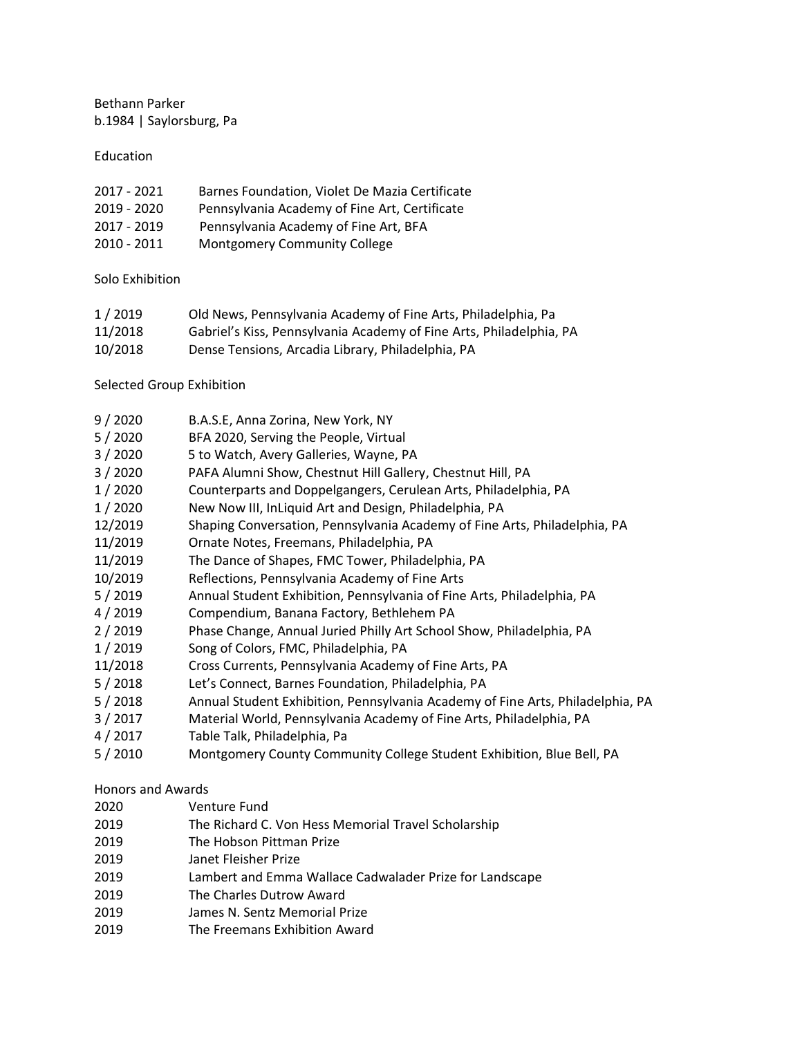Bethann Parker
b.1984 | Saylorsburg, Pa

## Education

2017 - 2021 Barnes Foundation, Violet De Mazia Certificate
2019 - 2020 Pennsylvania Academy of Fine Art, Certificate
2017 - 2019 Pennsylvania Academy of Fine Art, BFA
2010 - 2011 Montgomery Community College

## Solo Exhibition

1 / 2019 Old News, Pennsylvania Academy of Fine Arts, Philadelphia, Pa
11/2018 Gabriel's Kiss, Pennsylvania Academy of Fine Arts, Philadelphia, PA
10/2018 Dense Tensions, Arcadia Library, Philadelphia, PA

## Selected Group Exhibition

9 / 2020 B.A.S.E, Anna Zorina, New York, NY
5 / 2020 BFA 2020, Serving the People, Virtual
3 / 2020 5 to Watch, Avery Galleries, Wayne, PA
3 / 2020 PAFA Alumni Show, Chestnut Hill Gallery, Chestnut Hill, PA
1 / 2020 Counterparts and Doppelgangers, Cerulean Arts, Philadelphia, PA
1 / 2020 New Now III, InLiquid Art and Design, Philadelphia, PA
12/2019 Shaping Conversation, Pennsylvania Academy of Fine Arts, Philadelphia, PA
11/2019 Ornate Notes, Freemans, Philadelphia, PA
11/2019 The Dance of Shapes, FMC Tower, Philadelphia, PA
10/2019 Reflections, Pennsylvania Academy of Fine Arts
5 / 2019 Annual Student Exhibition, Pennsylvania of Fine Arts, Philadelphia, PA
4 / 2019 Compendium, Banana Factory, Bethlehem PA
2 / 2019 Phase Change, Annual Juried Philly Art School Show, Philadelphia, PA
1 / 2019 Song of Colors, FMC, Philadelphia, PA
11/2018 Cross Currents, Pennsylvania Academy of Fine Arts, PA
5 / 2018 Let's Connect, Barnes Foundation, Philadelphia, PA
5 / 2018 Annual Student Exhibition, Pennsylvania Academy of Fine Arts, Philadelphia, PA
3 / 2017 Material World, Pennsylvania Academy of Fine Arts, Philadelphia, PA
4 / 2017 Table Talk, Philadelphia, Pa
5 / 2010 Montgomery County Community College Student Exhibition, Blue Bell, PA

## Honors and Awards

2020 Venture Fund
2019 The Richard C. Von Hess Memorial Travel Scholarship
2019 The Hobson Pittman Prize
2019 Janet Fleisher Prize
2019 Lambert and Emma Wallace Cadwalader Prize for Landscape
2019 The Charles Dutrow Award
2019 James N. Sentz Memorial Prize
2019 The Freemans Exhibition Award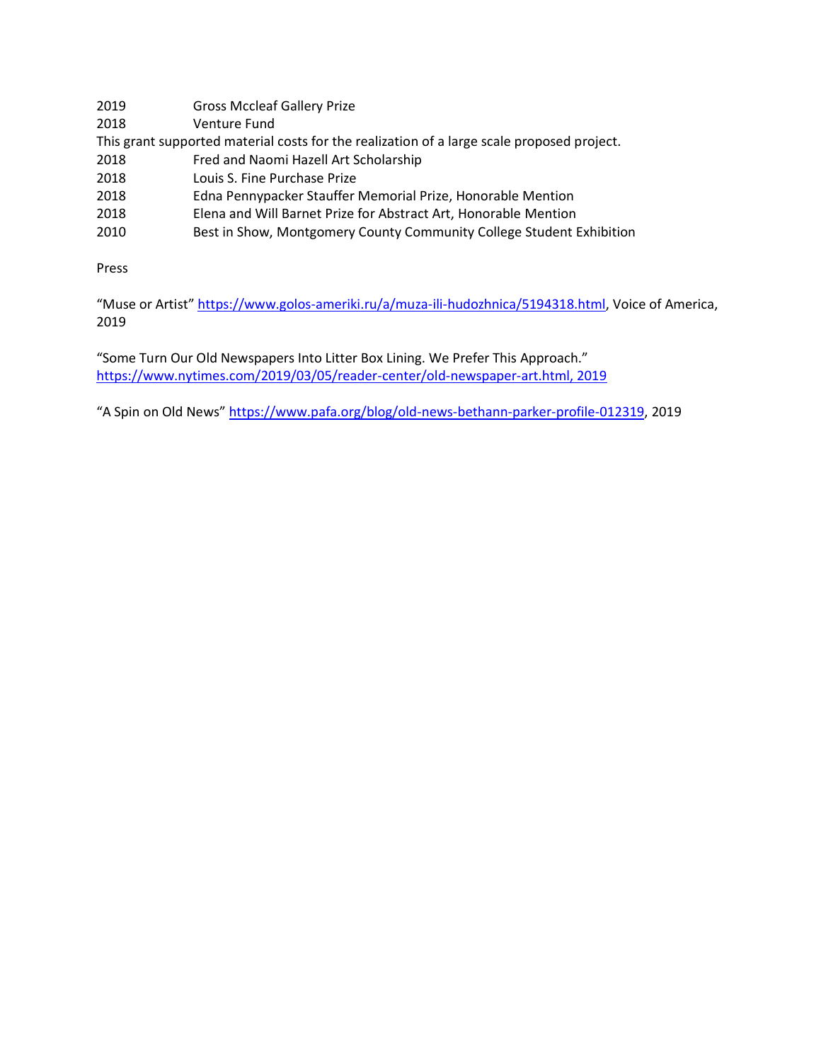2019 Gross Mccleaf Gallery Prize
2018 Venture Fund
This grant supported material costs for the realization of a large scale proposed project.
2018 Fred and Naomi Hazell Art Scholarship
2018 Louis S. Fine Purchase Prize
2018 Edna Pennypacker Stauffer Memorial Prize, Honorable Mention
2018 Elena and Will Barnet Prize for Abstract Art, Honorable Mention
2010 Best in Show, Montgomery County Community College Student Exhibition

Press

"Muse or Artist" https://www.golos-ameriki.ru/a/muza-ili-hudozhnica/5194318.html, Voice of America, 2019

"Some Turn Our Old Newspapers Into Litter Box Lining. We Prefer This Approach." https://www.nytimes.com/2019/03/05/reader-center/old-newspaper-art.html, 2019

"A Spin on Old News" https://www.pafa.org/blog/old-news-bethann-parker-profile-012319, 2019